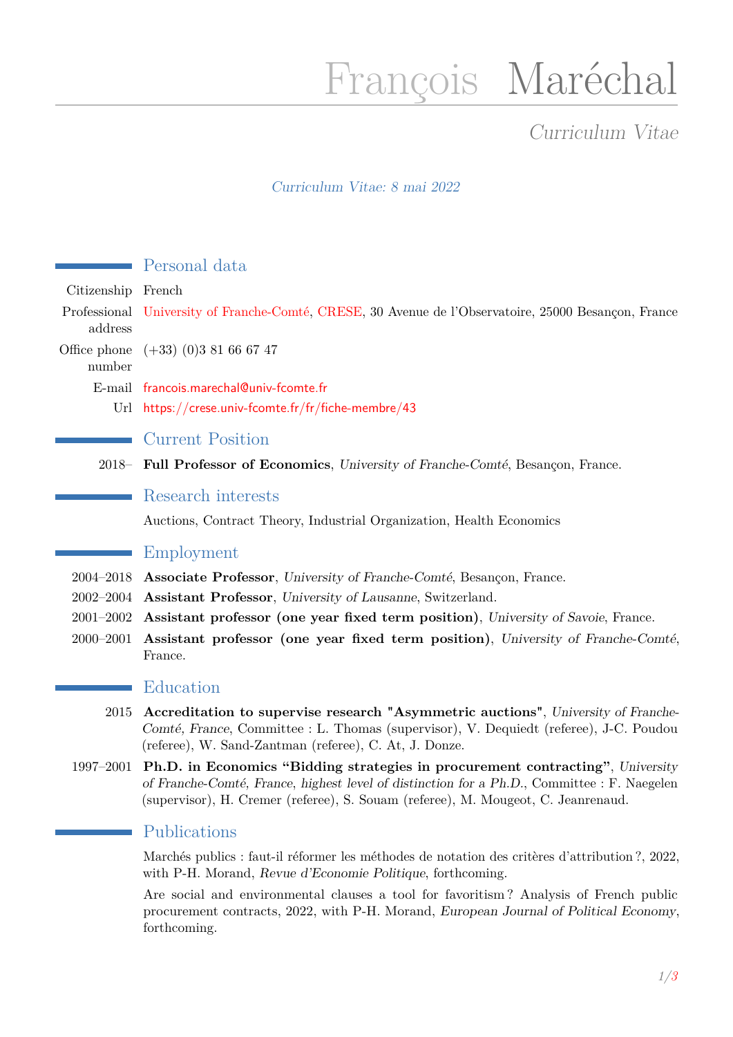# François Maréchal

*Curriculum Vitae*

*Curriculum Vitae: 8 mai 2022*

## Personal data

Citizenship French

Professional address University of Franche-Comté, CRESE, 30 Avenue de l'Observatoire, 25000 Besançon, France

Office phone number (+33) (0)3 81 66 67 47

E-mail francois.marechal@univ-fcomte.fr

Url https://crese.univ-fcomte.fr/fr/fiche-membre/43

## Current Position

2018– **Full Professor of Economics**, *University of Franche-Comté*, Besançon, France.

## Research interests

Auctions, Contract Theory, Industrial Organization, Health Economics

## Employment

2004–2018 **Associate Professor**, *University of Franche-Comté*, Besançon, France.

2002–2004 **Assistant Professor**, *University of Lausanne*, Switzerland.

2001–2002 **Assistant professor (one year fixed term position)**, *University of Savoie*, France.

2000–2001 **Assistant professor (one year fixed term position)**, *University of Franche-Comté*, France.

## Education

2015 **Accreditation to supervise research "Asymmetric auctions"**, *University of Franche-Comté, France*, Committee : L. Thomas (supervisor), V. Dequiedt (referee), J-C. Poudou (referee), W. Sand-Zantman (referee), C. At, J. Donze.

1997–2001 **Ph.D. in Economics "Bidding strategies in procurement contracting"**, *University of Franche-Comté, France, highest level of distinction for a Ph.D.*, Committee : F. Naegelen (supervisor), H. Cremer (referee), S. Souam (referee), M. Mougeot, C. Jeanrenaud.

## Publications

Marchés publics : faut-il réformer les méthodes de notation des critères d'attribution ?, 2022, with P-H. Morand, *Revue d'Economie Politique*, forthcoming.

Are social and environmental clauses a tool for favoritism ? Analysis of French public procurement contracts, 2022, with P-H. Morand, *European Journal of Political Economy*, forthcoming.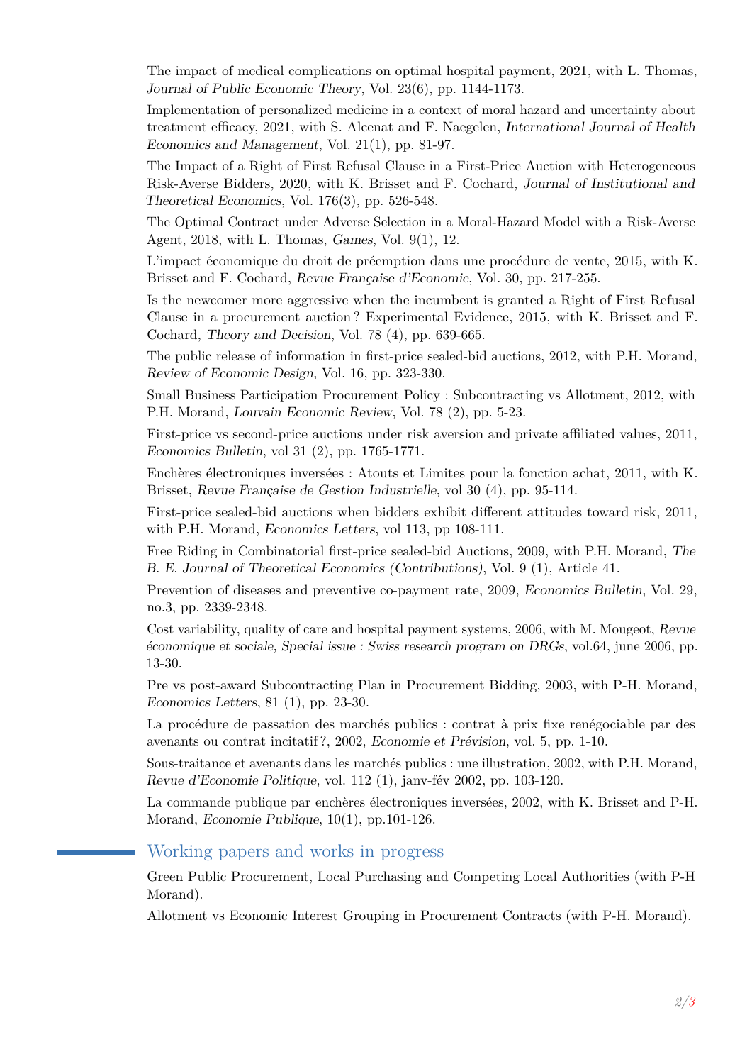The impact of medical complications on optimal hospital payment, 2021, with L. Thomas, *Journal of Public Economic Theory*, Vol. 23(6), pp. 1144-1173.

Implementation of personalized medicine in a context of moral hazard and uncertainty about treatment efficacy, 2021, with S. Alcenat and F. Naegelen, *International Journal of Health Economics and Management*, Vol. 21(1), pp. 81-97.

The Impact of a Right of First Refusal Clause in a First-Price Auction with Heterogeneous Risk-Averse Bidders, 2020, with K. Brisset and F. Cochard, *Journal of Institutional and Theoretical Economics*, Vol. 176(3), pp. 526-548.

The Optimal Contract under Adverse Selection in a Moral-Hazard Model with a Risk-Averse Agent, 2018, with L. Thomas, *Games*, Vol. 9(1), 12.

L'impact économique du droit de préemption dans une procédure de vente, 2015, with K. Brisset and F. Cochard, *Revue Française d'Economie*, Vol. 30, pp. 217-255.

Is the newcomer more aggressive when the incumbent is granted a Right of First Refusal Clause in a procurement auction ? Experimental Evidence, 2015, with K. Brisset and F. Cochard, *Theory and Decision*, Vol. 78 (4), pp. 639-665.

The public release of information in first-price sealed-bid auctions, 2012, with P.H. Morand, *Review of Economic Design*, Vol. 16, pp. 323-330.

Small Business Participation Procurement Policy : Subcontracting vs Allotment, 2012, with P.H. Morand, *Louvain Economic Review*, Vol. 78 (2), pp. 5-23.

First-price vs second-price auctions under risk aversion and private affiliated values, 2011, *Economics Bulletin*, vol 31 (2), pp. 1765-1771.

Enchères électroniques inversées : Atouts et Limites pour la fonction achat, 2011, with K. Brisset, *Revue Française de Gestion Industrielle*, vol 30 (4), pp. 95-114.

First-price sealed-bid auctions when bidders exhibit different attitudes toward risk, 2011, with P.H. Morand, *Economics Letters*, vol 113, pp 108-111.

Free Riding in Combinatorial first-price sealed-bid Auctions, 2009, with P.H. Morand, *The B. E. Journal of Theoretical Economics (Contributions)*, Vol. 9 (1), Article 41.

Prevention of diseases and preventive co-payment rate, 2009, *Economics Bulletin*, Vol. 29, no.3, pp. 2339-2348.

Cost variability, quality of care and hospital payment systems, 2006, with M. Mougeot, *Revue économique et sociale, Special issue : Swiss research program on DRGs*, vol.64, june 2006, pp. 13-30.

Pre vs post-award Subcontracting Plan in Procurement Bidding, 2003, with P-H. Morand, *Economics Letters*, 81 (1), pp. 23-30.

La procédure de passation des marchés publics : contrat à prix fixe renégociable par des avenants ou contrat incitatif ?, 2002, *Economie et Prévision*, vol. 5, pp. 1-10.

Sous-traitance et avenants dans les marchés publics : une illustration, 2002, with P.H. Morand, *Revue d'Economie Politique*, vol. 112 (1), janv-fév 2002, pp. 103-120.

La commande publique par enchères électroniques inversées, 2002, with K. Brisset and P-H. Morand, *Economie Publique*, 10(1), pp.101-126.

## Working papers and works in progress

Green Public Procurement, Local Purchasing and Competing Local Authorities (with P-H Morand).

Allotment vs Economic Interest Grouping in Procurement Contracts (with P-H. Morand).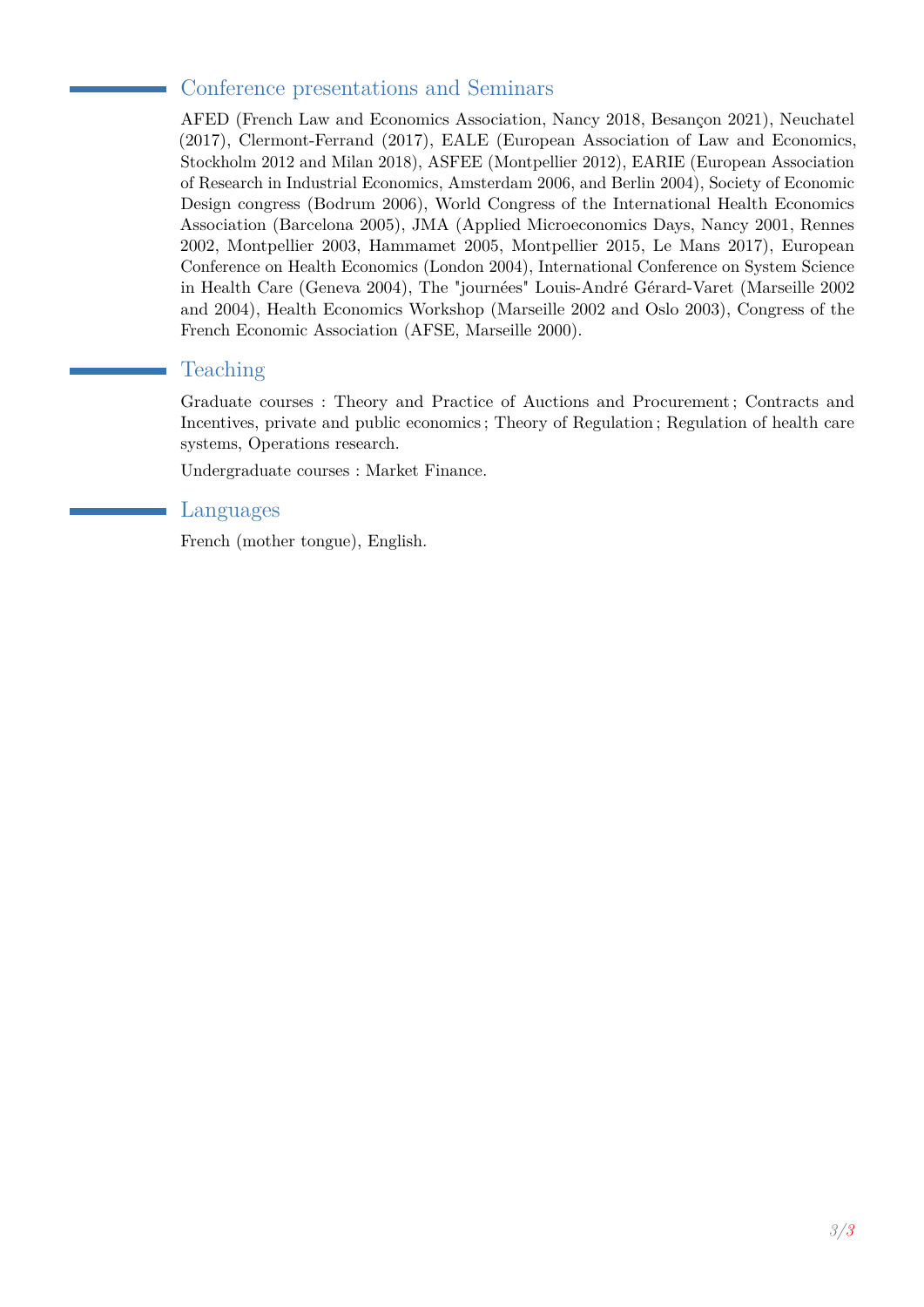## Conference presentations and Seminars

AFED (French Law and Economics Association, Nancy 2018, Besançon 2021), Neuchatel (2017), Clermont-Ferrand (2017), EALE (European Association of Law and Economics, Stockholm 2012 and Milan 2018), ASFEE (Montpellier 2012), EARIE (European Association of Research in Industrial Economics, Amsterdam 2006, and Berlin 2004), Society of Economic Design congress (Bodrum 2006), World Congress of the International Health Economics Association (Barcelona 2005), JMA (Applied Microeconomics Days, Nancy 2001, Rennes 2002, Montpellier 2003, Hammamet 2005, Montpellier 2015, Le Mans 2017), European Conference on Health Economics (London 2004), International Conference on System Science in Health Care (Geneva 2004), The "journées" Louis-André Gérard-Varet (Marseille 2002 and 2004), Health Economics Workshop (Marseille 2002 and Oslo 2003), Congress of the French Economic Association (AFSE, Marseille 2000).

## Teaching

Graduate courses : Theory and Practice of Auctions and Procurement ; Contracts and Incentives, private and public economics ; Theory of Regulation ; Regulation of health care systems, Operations research.

Undergraduate courses : Market Finance.

## Languages

French (mother tongue), English.